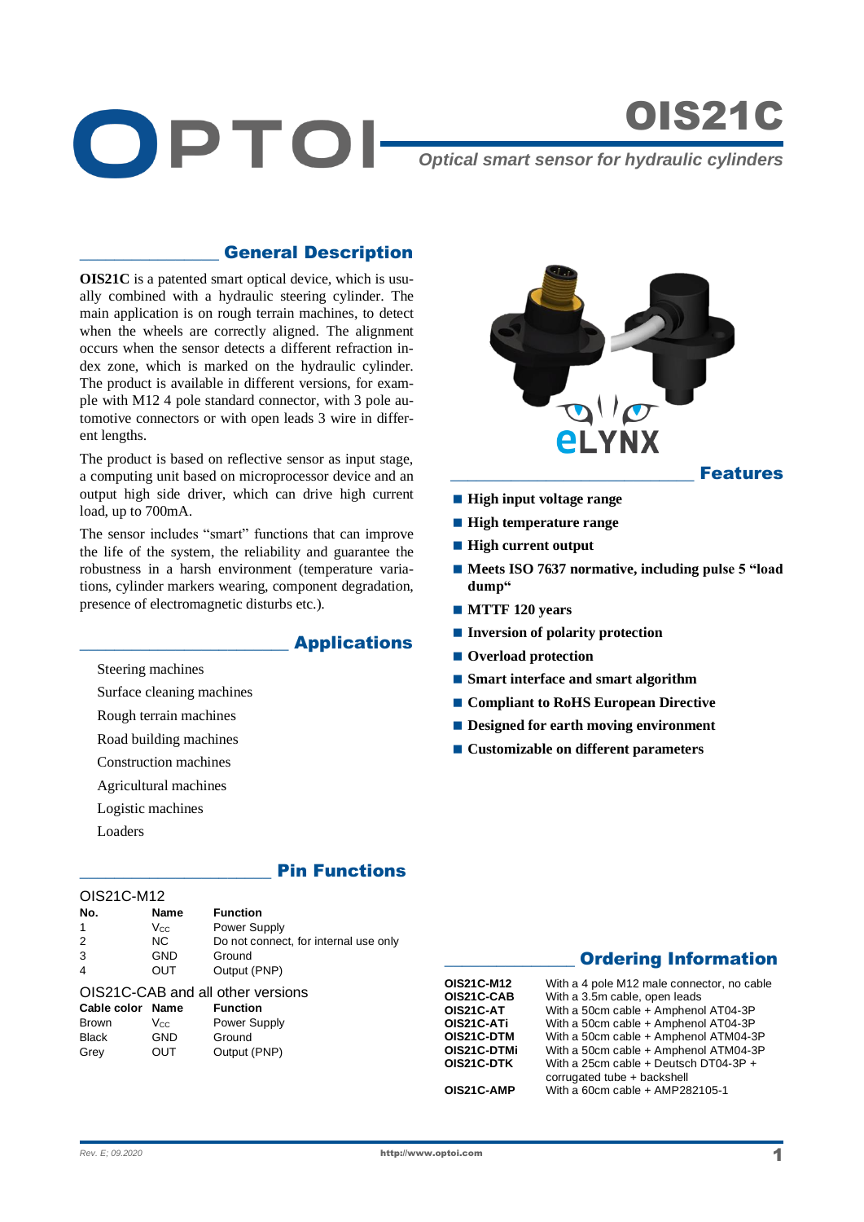# OIS21C

*Optical smart sensor for hydraulic cylinders*

## General Description

**OIS21C** is a patented smart optical device, which is usually combined with a hydraulic steering cylinder. The main application is on rough terrain machines, to detect when the wheels are correctly aligned. The alignment occurs when the sensor detects a different refraction index zone, which is marked on the hydraulic cylinder. The product is available in different versions, for example with M12 4 pole standard connector, with 3 pole automotive connectors or with open leads 3 wire in different lengths.

The product is based on reflective sensor as input stage, a computing unit based on microprocessor device and an output high side driver, which can drive high current load, up to 700mA.

The sensor includes "smart" functions that can improve the life of the system, the reliability and guarantee the robustness in a harsh environment (temperature variations, cylinder markers wearing, component degradation, presence of electromagnetic disturbs etc.).

## Applications

- Steering machines
- Surface cleaning machines
- Rough terrain machines
- Road building machines
- Construction machines
- Agricultural machines
- Logistic machines
- Loaders

## Features

- **High input voltage range**
- **High temperature range**
- **High current output**
- **Meets ISO 7637 normative, including pulse 5 "load dump"**
- **MTTF 120 years**
- **Inversion of polarity protection**
- **Overload protection**
- **Smart interface and smart algorithm**
- **Compliant to RoHS European Directive**
- **Designed for earth moving environment**
- **Customizable on different parameters**

## Pin Functions

OIS21C-M12

| No. | Name | Function |
|---|---|---|
| 1 | $V_{CC}$ | Power Supply |
| 2 | NC | Do not connect, for internal use only |
| 3 | GND | Ground |
| 4 | OUT | Output (PNP) |

OIS21C-CAB and all other versions

| Cable color | Name | Function |
|---|---|---|
| Brown | $V_{CC}$ | Power Supply |
| Black | GND | Ground |
| Grey | OUT | Output (PNP) |

## Ordering Information

| | |
|---|---|
| **OIS21C-M12** | With a 4 pole M12 male connector, no cable |
| **OIS21C-CAB** | With a 3.5m cable, open leads |
| **OIS21C-AT** | With a 50cm cable + Amphenol AT04-3P |
| **OIS21C-ATi** | With a 50cm cable + Amphenol AT04-3P |
| **OIS21C-DTM** | With a 50cm cable + Amphenol ATM04-3P |
| **OIS21C-DTMi** | With a 50cm cable + Amphenol ATM04-3P |
| **OIS21C-DTK** | With a 25cm cable + Deutsch DT04-3P + corrugated tube + backshell |
| **OIS21C-AMP** | With a 60cm cable + AMP282105-1 |

*Rev. E; 09.2020*

http://www.optoi.com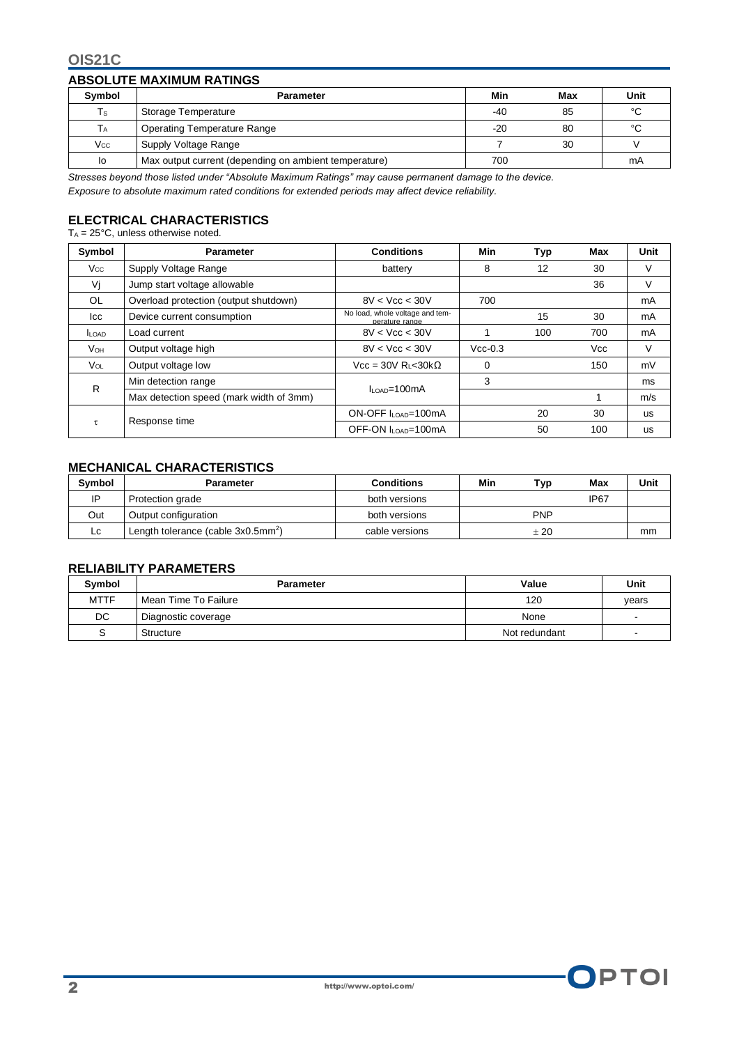## ABSOLUTE MAXIMUM RATINGS

| Symbol | Parameter | Min | Max | Unit |
|---|---|---|---|---|
| $T_S$ | Storage Temperature | -40 | 85 | °C |
| $T_A$ | Operating Temperature Range | -20 | 80 | °C |
| $V_{CC}$ | Supply Voltage Range | 7 | 30 | V |
| Io | Max output current (depending on ambient temperature) | 700 | | mA |

*Stresses beyond those listed under "Absolute Maximum Ratings" may cause permanent damage to the device.*
*Exposure to absolute maximum rated conditions for extended periods may affect device reliability.*

## ELECTRICAL CHARACTERISTICS

$T_A$ = 25°C, unless otherwise noted.

| Symbol | Parameter | Conditions | Min | Typ | Max | Unit |
|---|---|---|---|---|---|---|
| $V_{CC}$ | Supply Voltage Range | battery | 8 | 12 | 30 | V |
| Vj | Jump start voltage allowable | | | | 36 | V |
| OL | Overload protection (output shutdown) | 8V < Vcc < 30V | 700 | | | mA |
| Icc | Device current consumption | No load, whole voltage and temperature range | | 15 | 30 | mA |
| $I_{LOAD}$ | Load current | 8V < Vcc < 30V | 1 | 100 | 700 | mA |
| $V_{OH}$ | Output voltage high | 8V < Vcc < 30V | Vcc-0.3 | | Vcc | V |
| $V_{OL}$ | Output voltage low | Vcc = 30V $R_L$<30kΩ | 0 | | 150 | mV |
| R | Min detection range | $I_{LOAD}$=100mA | 3 | | | ms |
| | Max detection speed (mark width of 3mm) | | | | 1 | m/s |
| τ | Response time | ON-OFF $I_{LOAD}$=100mA | | 20 | 30 | us |
| | | OFF-ON $I_{LOAD}$=100mA | | 50 | 100 | us |

## MECHANICAL CHARACTERISTICS

| Symbol | Parameter | Conditions | Min | Typ | Max | Unit |
|---|---|---|---|---|---|---|
| IP | Protection grade | both versions | | | IP67 | |
| Out | Output configuration | both versions | | PNP | | |
| Lc | Length tolerance (cable 3x0.5mm$^2$) | cable versions | | ± 20 | | mm |

## RELIABILITY PARAMETERS

| Symbol | Parameter | Value | Unit |
|---|---|---|---|
| MTTF | Mean Time To Failure | 120 | years |
| DC | Diagnostic coverage | None | - |
| S | Structure | Not redundant | - |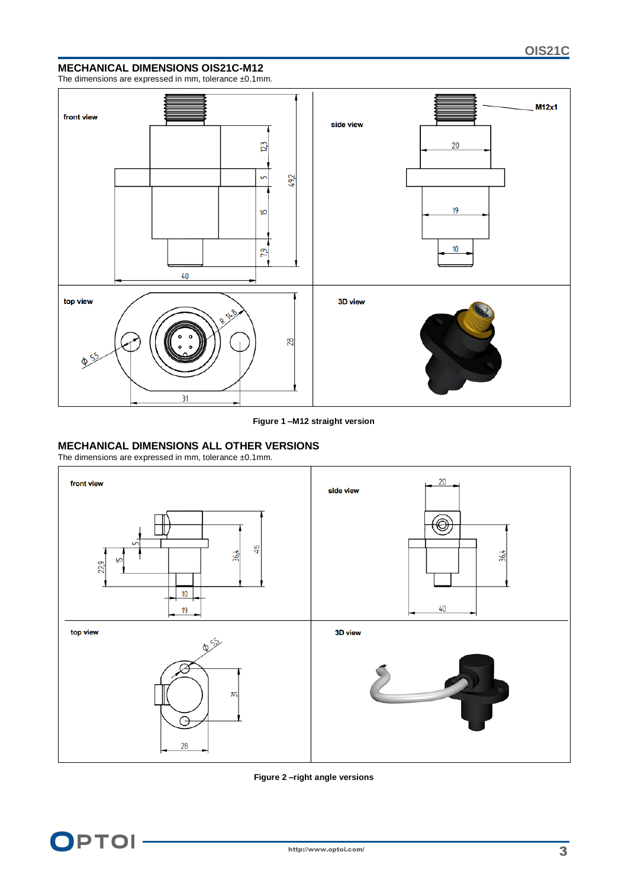## MECHANICAL DIMENSIONS OIS21C-M12

The dimensions are expressed in mm, tolerance ±0.1mm.

Figure 1 –M12 straight version

## MECHANICAL DIMENSIONS ALL OTHER VERSIONS

The dimensions are expressed in mm, tolerance ±0.1mm.

Figure 2 –right angle versions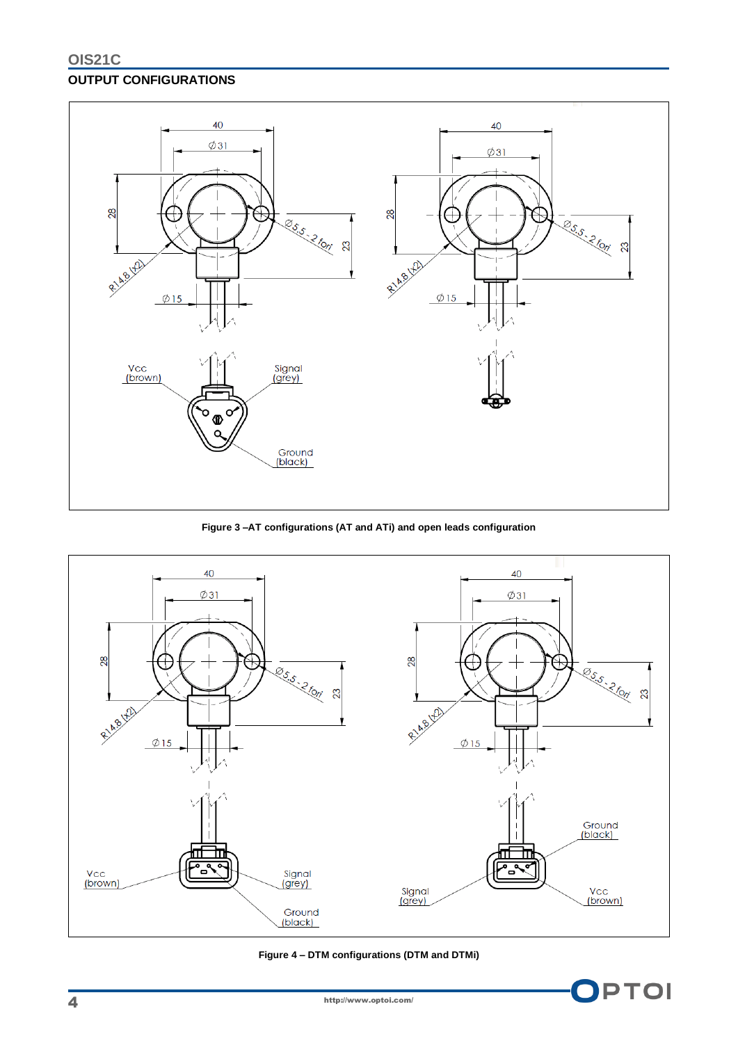## OUTPUT CONFIGURATIONS

Figure 3 –AT configurations (AT and ATi) and open leads configuration

Figure 4 – DTM configurations (DTM and DTMi)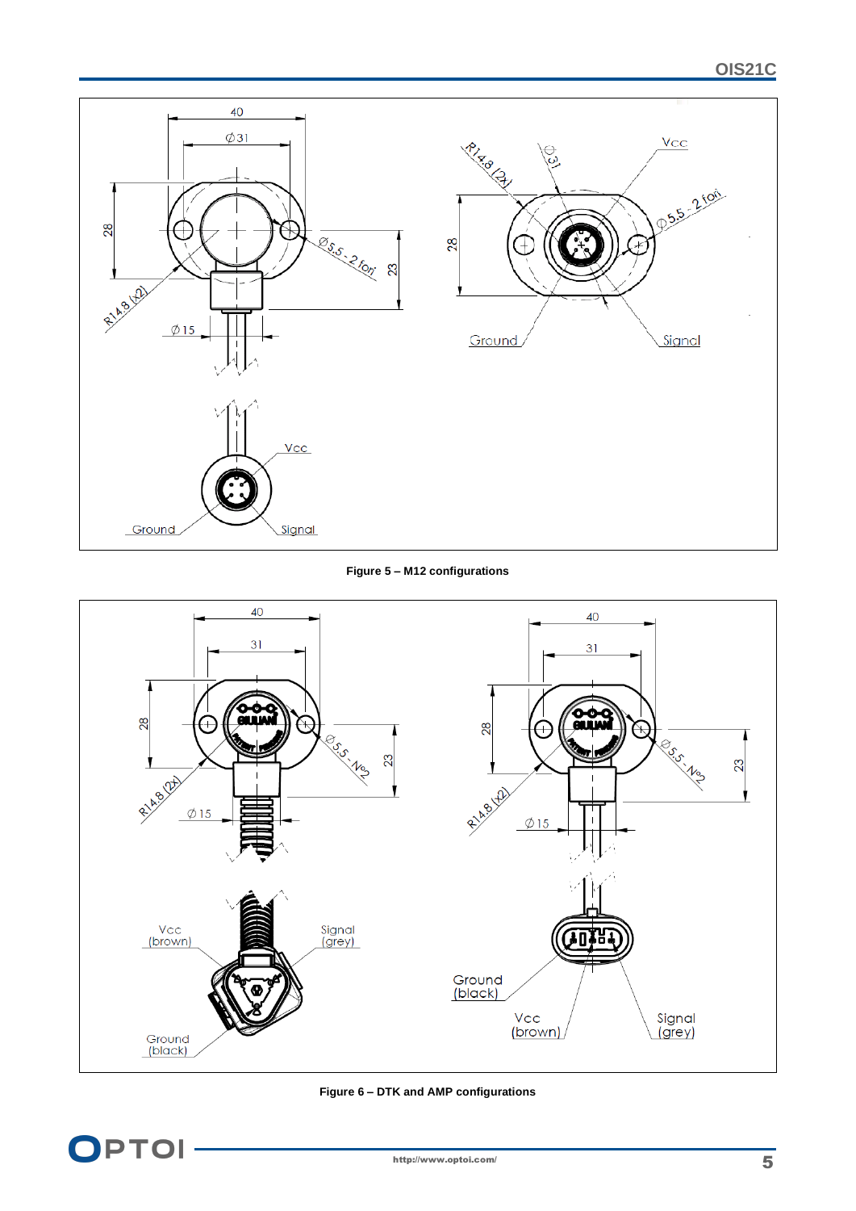Figure 5 – M12 configurations

Figure 6 – DTK and AMP configurations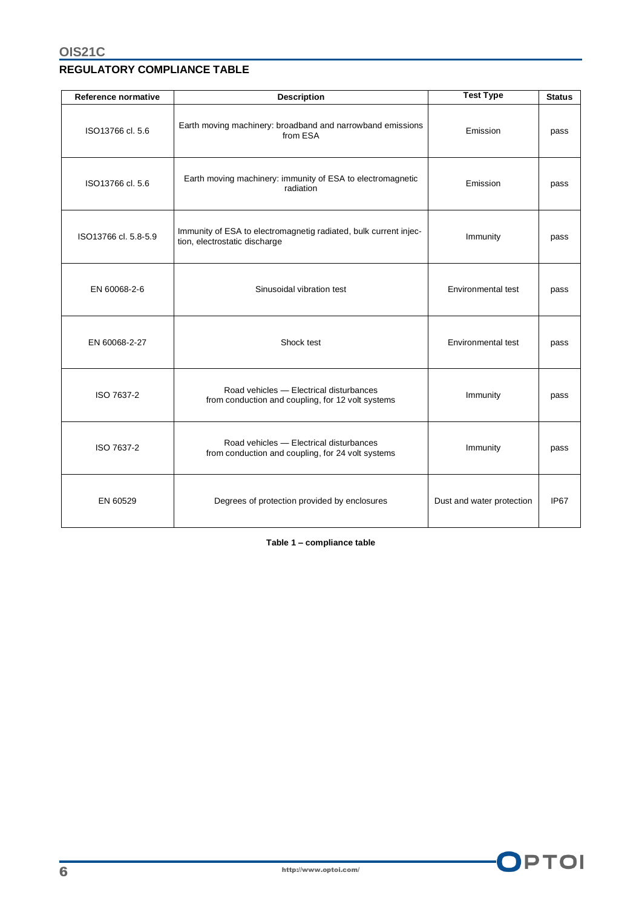## REGULATORY COMPLIANCE TABLE

| Reference normative | Description | Test Type | Status |
|---|---|---|---|
| ISO13766 cl. 5.6 | Earth moving machinery: broadband and narrowband emissions from ESA | Emission | pass |
| ISO13766 cl. 5.6 | Earth moving machinery: immunity of ESA to electromagnetic radiation | Emission | pass |
| ISO13766 cl. 5.8-5.9 | Immunity of ESA to electromagnetig radiated, bulk current injection, electrostatic discharge | Immunity | pass |
| EN 60068-2-6 | Sinusoidal vibration test | Environmental test | pass |
| EN 60068-2-27 | Shock test | Environmental test | pass |
| ISO 7637-2 | Road vehicles — Electrical disturbances from conduction and coupling, for 12 volt systems | Immunity | pass |
| ISO 7637-2 | Road vehicles — Electrical disturbances from conduction and coupling, for 24 volt systems | Immunity | pass |
| EN 60529 | Degrees of protection provided by enclosures | Dust and water protection | IP67 |

**Table 1 – compliance table**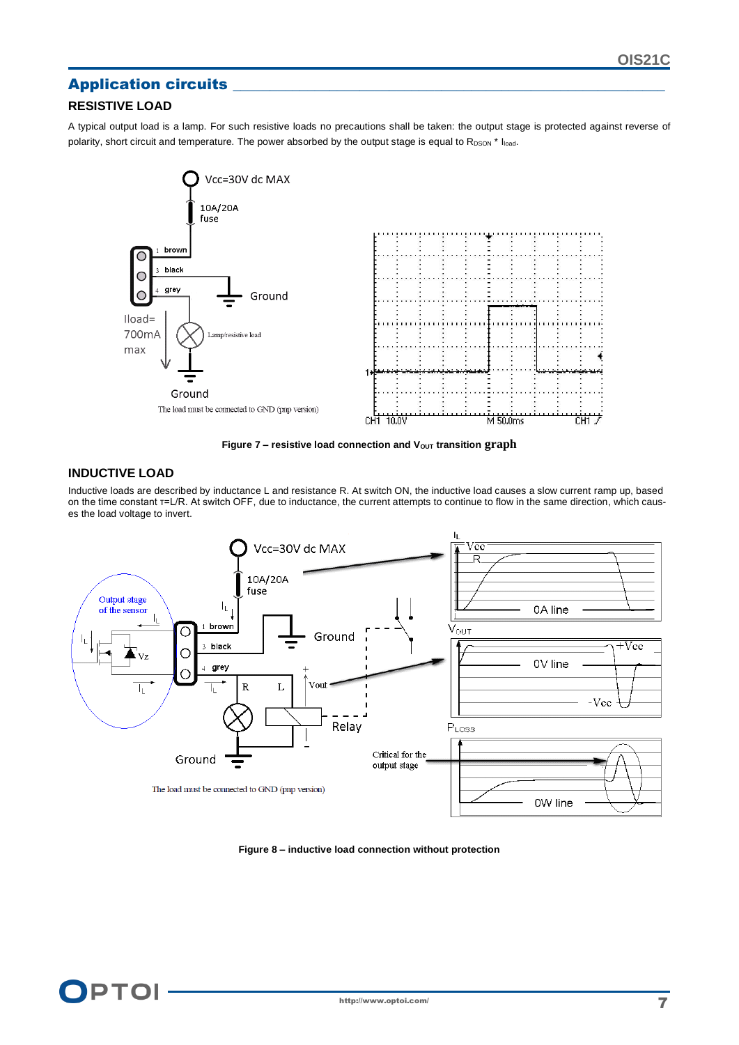## Application circuits

### RESISTIVE LOAD

A typical output load is a lamp. For such resistive loads no precautions shall be taken: the output stage is protected against reverse of polarity, short circuit and temperature. The power absorbed by the output stage is equal to $R_{DSON}$ * $I_{load}$.

**Figure 7 – resistive load connection and $V_{OUT}$ transition graph**

### INDUCTIVE LOAD

Inductive loads are described by inductance L and resistance R. At switch ON, the inductive load causes a slow current ramp up, based on the time constant τ=L/R. At switch OFF, due to inductance, the current attempts to continue to flow in the same direction, which causes the load voltage to invert.

**Figure 8 – inductive load connection without protection**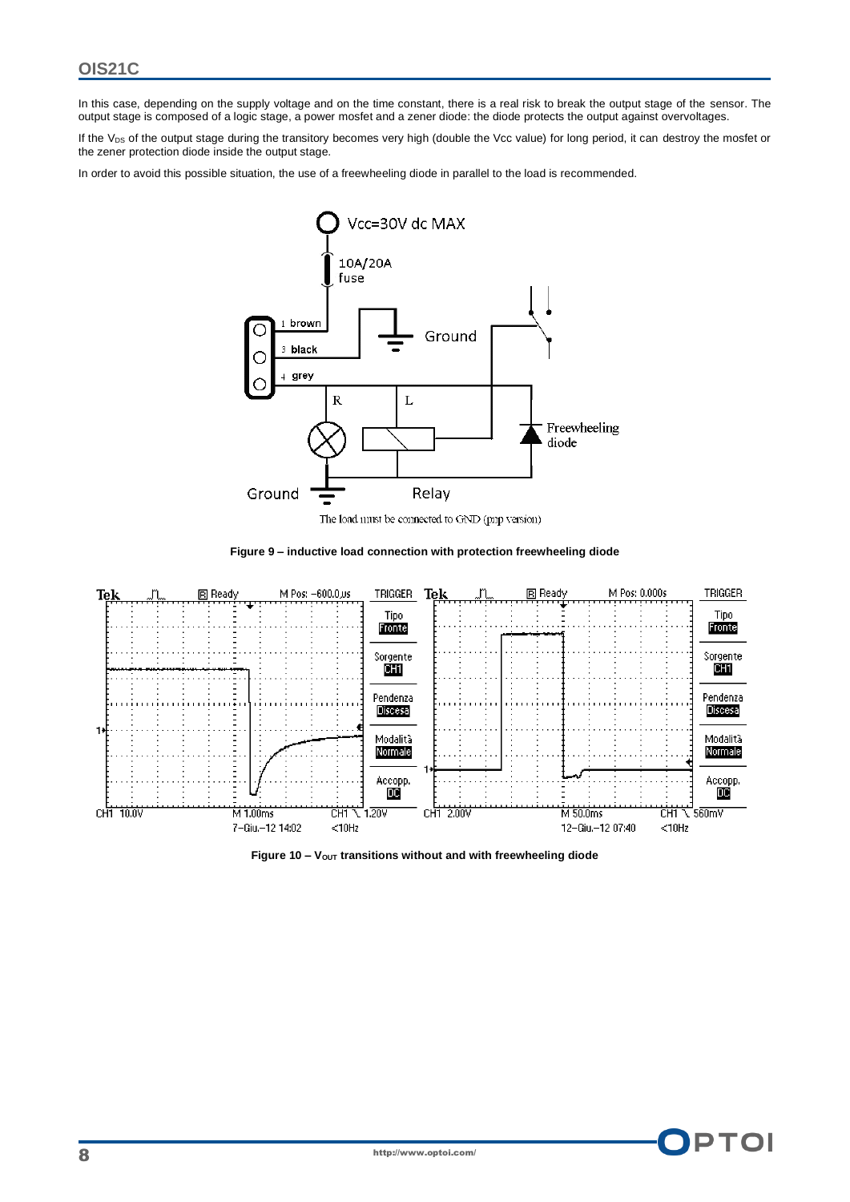In this case, depending on the supply voltage and on the time constant, there is a real risk to break the output stage of the sensor. The output stage is composed of a logic stage, a power mosfet and a zener diode: the diode protects the output against overvoltages.

If the $V_{DS}$ of the output stage during the transitory becomes very high (double the Vcc value) for long period, it can destroy the mosfet or the zener protection diode inside the output stage.

In order to avoid this possible situation, the use of a freewheeling diode in parallel to the load is recommended.

**Figure 9 – inductive load connection with protection freewheeling diode**

**Figure 10 – $V_{OUT}$ transitions without and with freewheeling diode**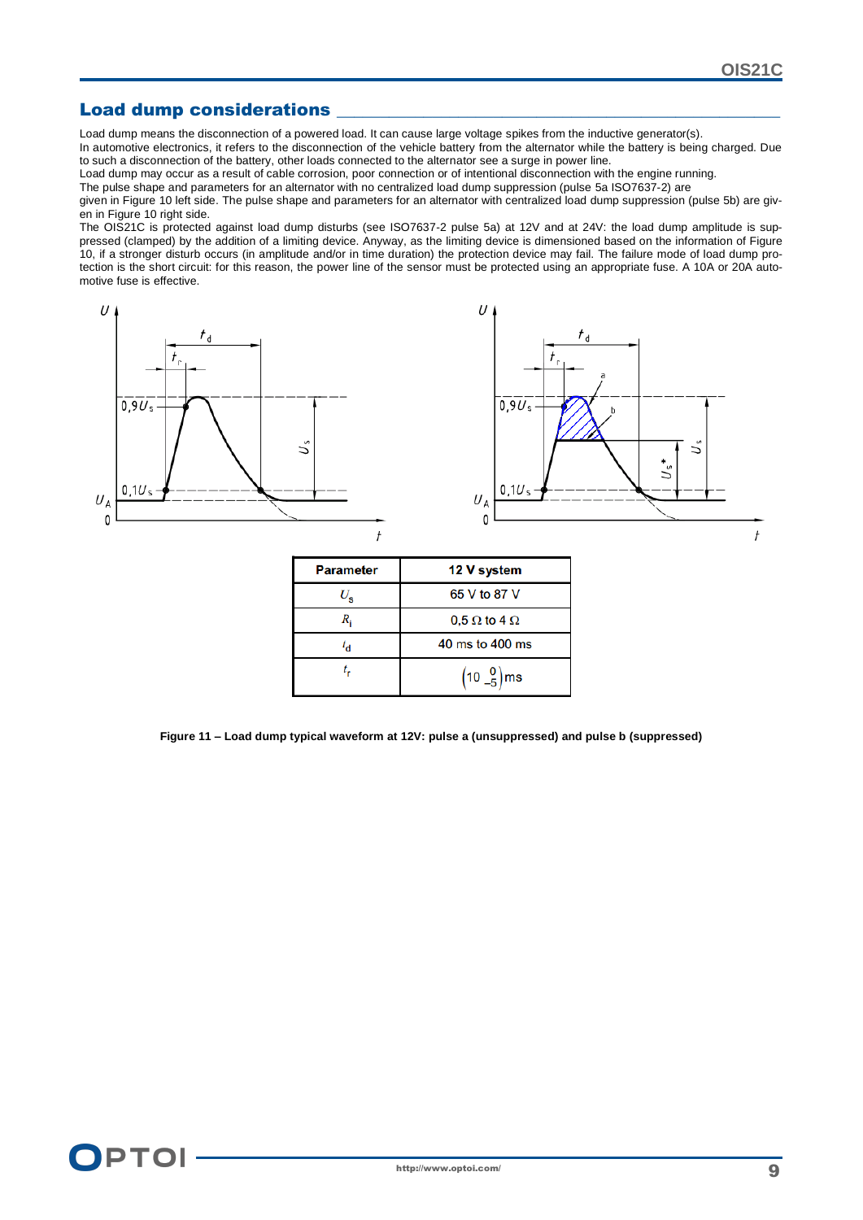## Load dump considerations

Load dump means the disconnection of a powered load. It can cause large voltage spikes from the inductive generator(s).
In automotive electronics, it refers to the disconnection of the vehicle battery from the alternator while the battery is being charged. Due to such a disconnection of the battery, other loads connected to the alternator see a surge in power line.
Load dump may occur as a result of cable corrosion, poor connection or of intentional disconnection with the engine running.
The pulse shape and parameters for an alternator with no centralized load dump suppression (pulse 5a ISO7637-2) are given in Figure 10 left side. The pulse shape and parameters for an alternator with centralized load dump suppression (pulse 5b) are given in Figure 10 right side.
The OIS21C is protected against load dump disturbs (see ISO7637-2 pulse 5a) at 12V and at 24V: the load dump amplitude is suppressed (clamped) by the addition of a limiting device. Anyway, as the limiting device is dimensioned based on the information of Figure 10, if a stronger disturb occurs (in amplitude and/or in time duration) the protection device may fail. The failure mode of load dump protection is the short circuit: for this reason, the power line of the sensor must be protected using an appropriate fuse. A 10A or 20A automotive fuse is effective.

U
$t_d$
$t_r$
$0,9U_s$
$0,1U_s$
$U_s$
$U_A$
0
t

U
$t_d$
$t_r$
a
b
$0,9U_s$
$0,1U_s$
$U_s^*$
$U_s$
$U_A$
0
t

| Parameter | 12 V system |
|---|---|
| $U_s$ | 65 V to 87 V |
| $R_i$ | 0,5 Ω to 4 Ω |
| $t_d$ | 40 ms to 400 ms |
| $t_r$ | $\left(10\ {}^{0}_{-5}\right)$ms |

**Figure 11 – Load dump typical waveform at 12V: pulse a (unsuppressed) and pulse b (suppressed)**